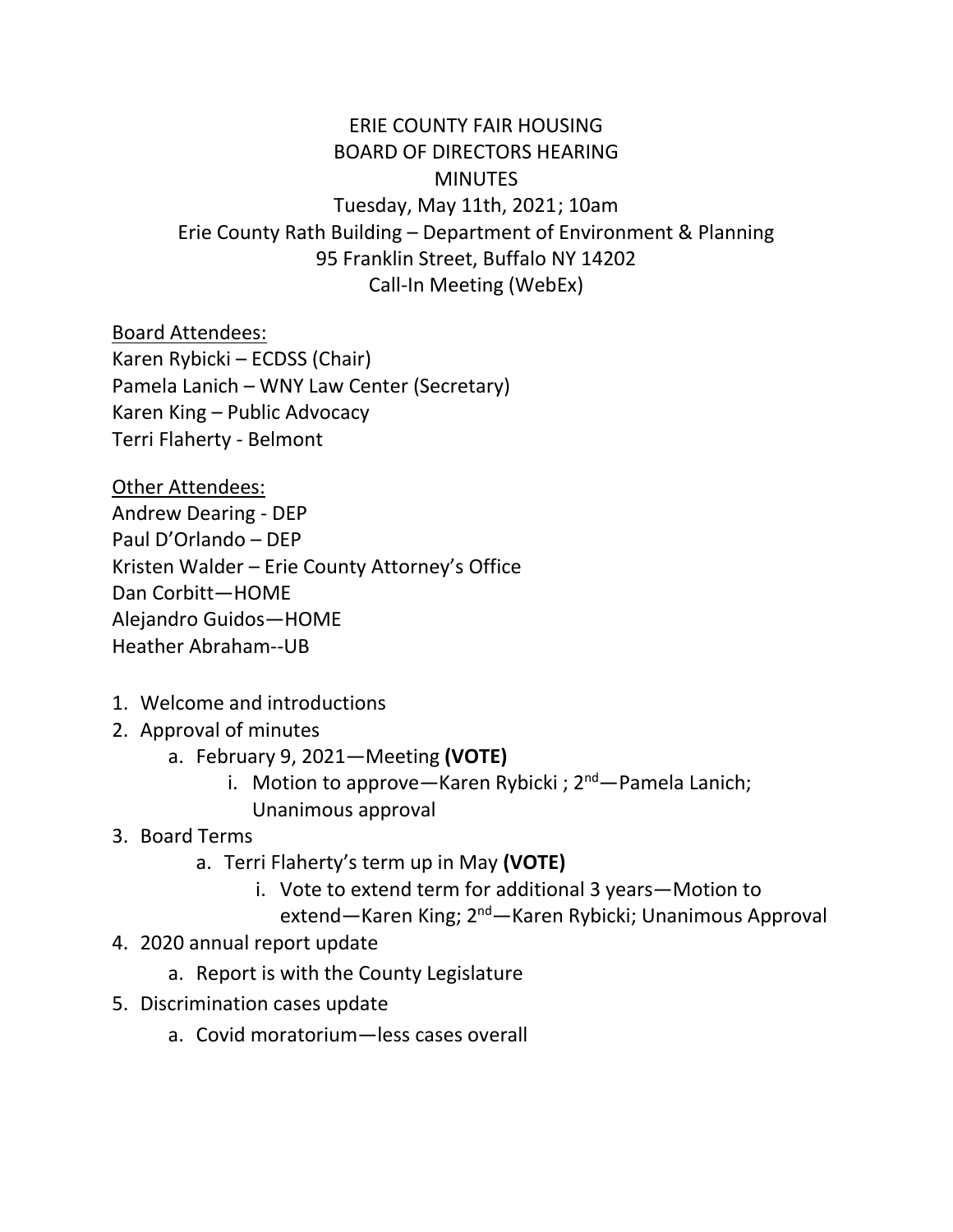# ERIE COUNTY FAIR HOUSING
## BOARD OF DIRECTORS HEARING
## MINUTES

Tuesday, May 11th, 2021; 10am
Erie County Rath Building – Department of Environment & Planning
95 Franklin Street, Buffalo NY 14202
Call-In Meeting (WebEx)

Board Attendees:
Karen Rybicki – ECDSS (Chair)
Pamela Lanich – WNY Law Center (Secretary)
Karen King – Public Advocacy
Terri Flaherty - Belmont

Other Attendees:
Andrew Dearing - DEP
Paul D'Orlando – DEP
Kristen Walder – Erie County Attorney's Office
Dan Corbitt—HOME
Alejandro Guidos—HOME
Heather Abraham--UB

1. Welcome and introductions
2. Approval of minutes
   a. February 9, 2021—Meeting **(VOTE)**
      i. Motion to approve—Karen Rybicki ; 2nd—Pamela Lanich; Unanimous approval
3. Board Terms
   a. Terri Flaherty's term up in May **(VOTE)**
      i. Vote to extend term for additional 3 years—Motion to extend—Karen King; 2nd—Karen Rybicki; Unanimous Approval
4. 2020 annual report update
   a. Report is with the County Legislature
5. Discrimination cases update
   a. Covid moratorium—less cases overall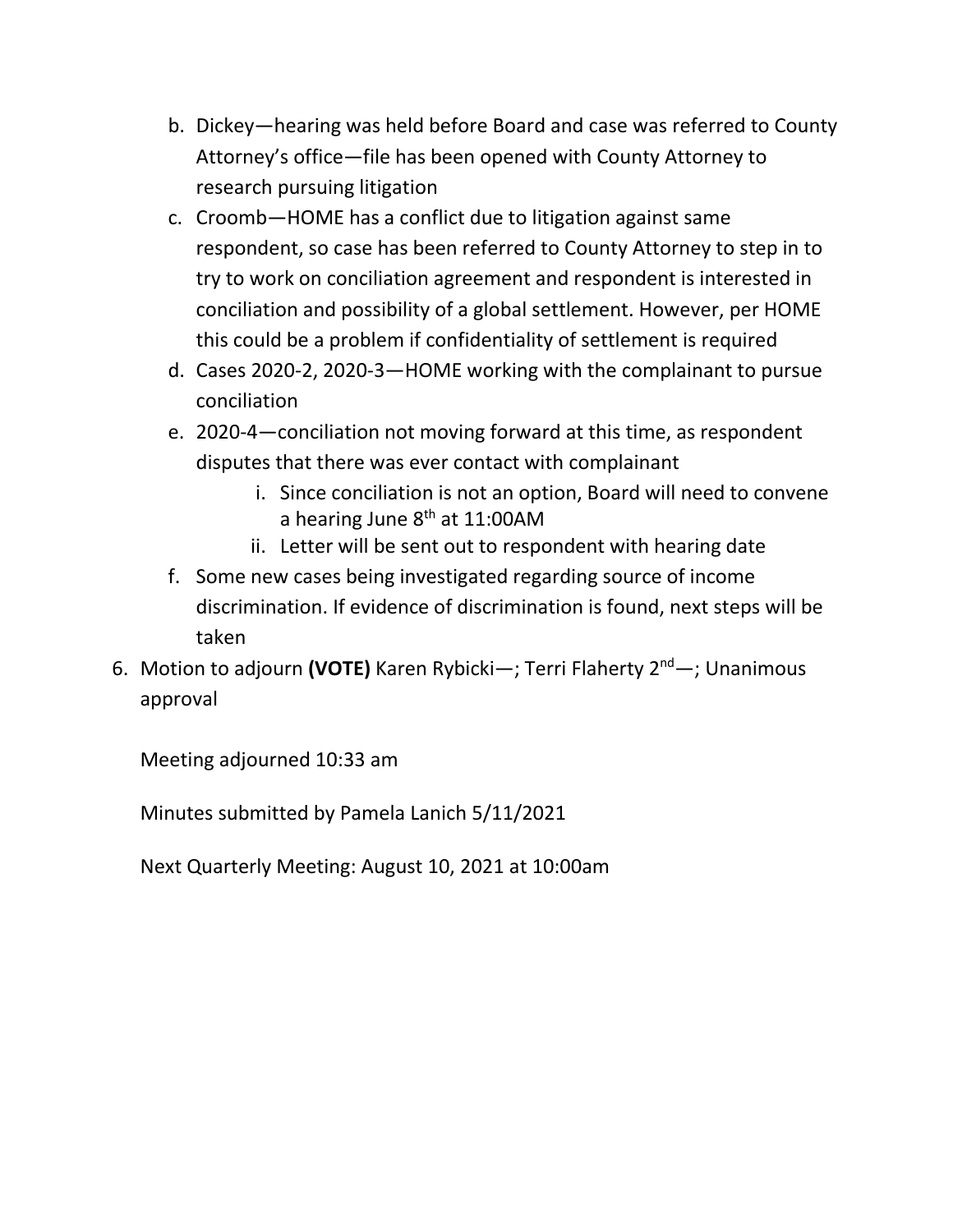b. Dickey—hearing was held before Board and case was referred to County Attorney's office—file has been opened with County Attorney to research pursuing litigation

c. Croomb—HOME has a conflict due to litigation against same respondent, so case has been referred to County Attorney to step in to try to work on conciliation agreement and respondent is interested in conciliation and possibility of a global settlement. However, per HOME this could be a problem if confidentiality of settlement is required

d. Cases 2020-2, 2020-3—HOME working with the complainant to pursue conciliation

e. 2020-4—conciliation not moving forward at this time, as respondent disputes that there was ever contact with complainant

    i. Since conciliation is not an option, Board will need to convene a hearing June 8th at 11:00AM

    ii. Letter will be sent out to respondent with hearing date

f. Some new cases being investigated regarding source of income discrimination. If evidence of discrimination is found, next steps will be taken

6. Motion to adjourn **(VOTE)** Karen Rybicki—; Terri Flaherty 2nd—; Unanimous approval

   Meeting adjourned 10:33 am

   Minutes submitted by Pamela Lanich 5/11/2021

   Next Quarterly Meeting: August 10, 2021 at 10:00am